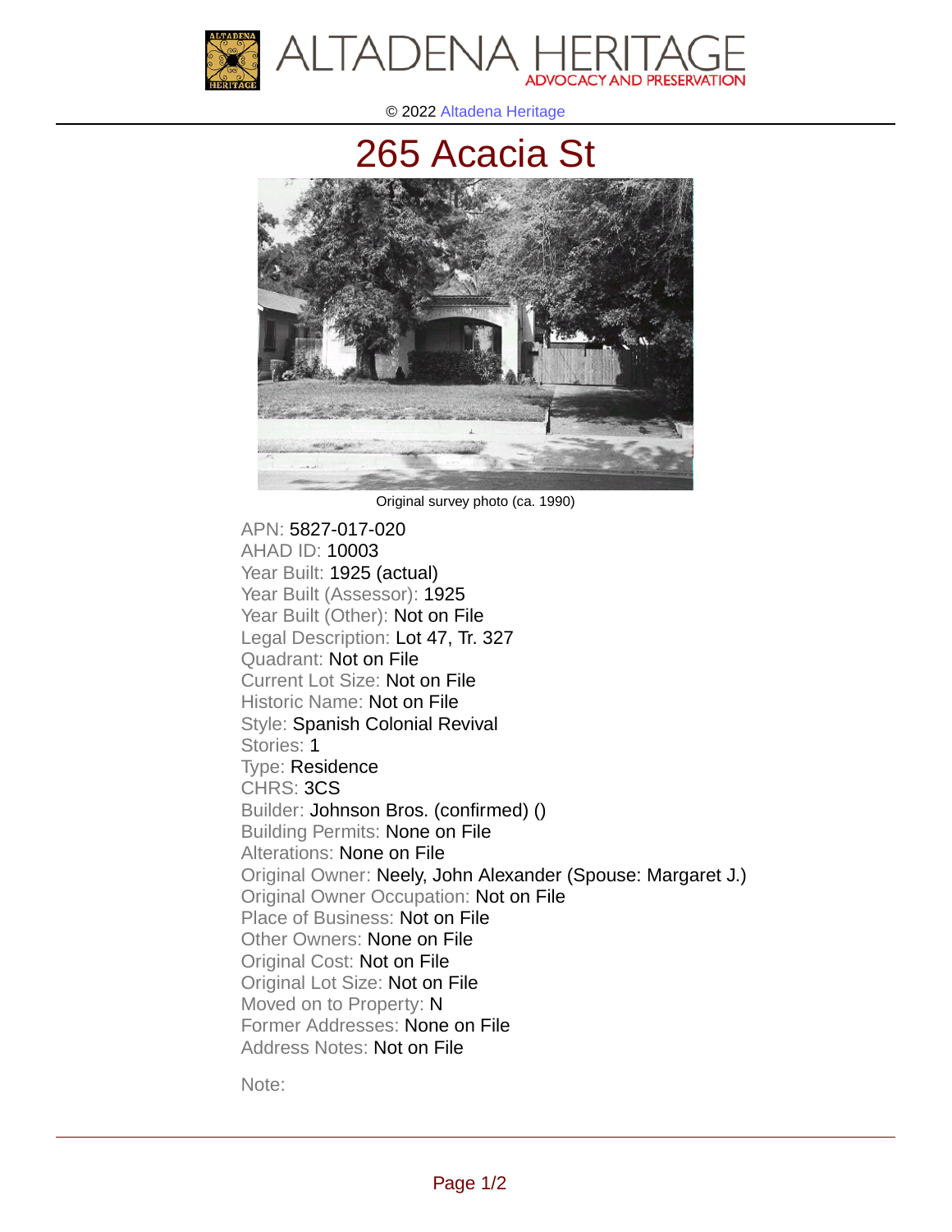© 2022 Altadena Heritage

# 265 Acacia St

Original survey photo (ca. 1990)

APN: 5827-017-020
AHAD ID: 10003
Year Built: 1925 (actual)
Year Built (Assessor): 1925
Year Built (Other): Not on File
Legal Description: Lot 47, Tr. 327
Quadrant: Not on File
Current Lot Size: Not on File
Historic Name: Not on File
Style: Spanish Colonial Revival
Stories: 1
Type: Residence
CHRS: 3CS
Builder: Johnson Bros. (confirmed) ()
Building Permits: None on File
Alterations: None on File
Original Owner: Neely, John Alexander (Spouse: Margaret J.)
Original Owner Occupation: Not on File
Place of Business: Not on File
Other Owners: None on File
Original Cost: Not on File
Original Lot Size: Not on File
Moved on to Property: N
Former Addresses: None on File
Address Notes: Not on File

Note: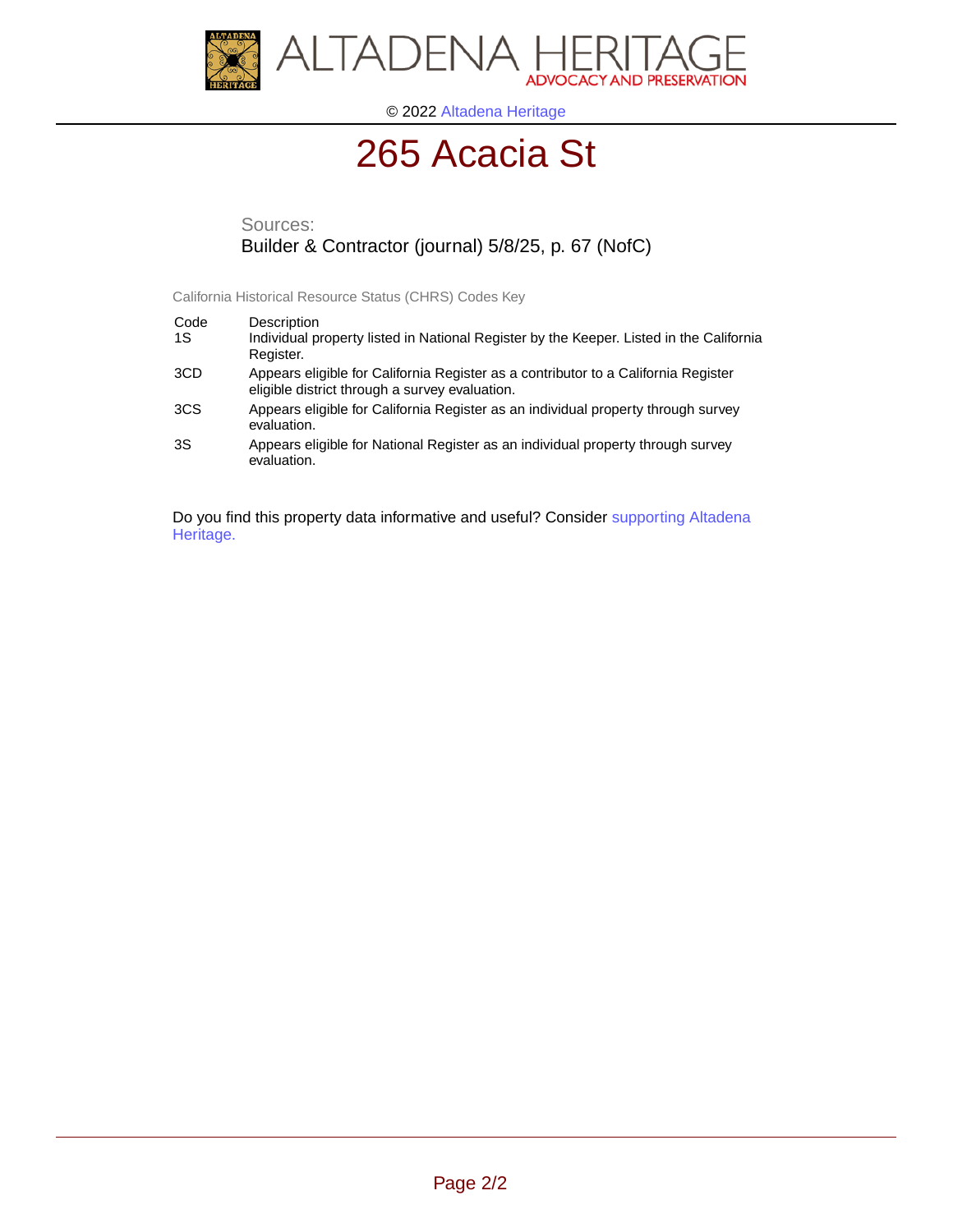© 2022 Altadena Heritage

# 265 Acacia St

Sources:

Builder & Contractor (journal) 5/8/25, p. 67 (NofC)

California Historical Resource Status (CHRS) Codes Key

| Code | Description |
|---|---|
| 1S | Individual property listed in National Register by the Keeper. Listed in the California Register. |
| 3CD | Appears eligible for California Register as a contributor to a California Register eligible district through a survey evaluation. |
| 3CS | Appears eligible for California Register as an individual property through survey evaluation. |
| 3S | Appears eligible for National Register as an individual property through survey evaluation. |

Do you find this property data informative and useful? Consider supporting Altadena Heritage.